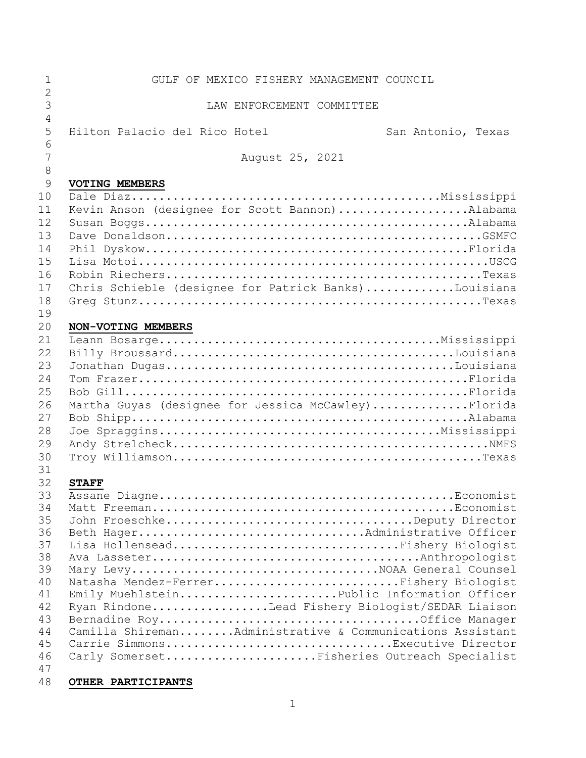GULF OF MEXICO FISHERY MANAGEMENT COUNCIL

LAW ENFORCEMENT COMMITTEE

Hilton Palacio del Rico Hotel San Antonio, Texas

August 25, 2021

**VOTING MEMBERS**

Dale Diaz............................................Mississippi
Kevin Anson (designee for Scott Bannon)...................Alabama
Susan Boggs...............................................Alabama
Dave Donaldson..............................................GSMFC
Phil Dyskow...............................................Florida
Lisa Motoi...................................................USCG
Robin Riechers..............................................Texas
Chris Schieble (designee for Patrick Banks).............Louisiana
Greg Stunz..................................................Texas

**NON-VOTING MEMBERS**

Leann Bosarge............................................Mississippi
Billy Broussard.........................................Louisiana
Jonathan Dugas..........................................Louisiana
Tom Frazer................................................Florida
Bob Gill..................................................Florida
Martha Guyas (designee for Jessica McCawley)..............Florida
Bob Shipp.................................................Alabama
Joe Spraggins............................................Mississippi
Andy Strelcheck..............................................NMFS
Troy Williamson.............................................Texas

**STAFF**

Assane Diagne...........................................Economist
Matt Freeman............................................Economist
John Froeschke...................................Deputy Director
Beth Hager...............................Administrative Officer
Lisa Hollensead................................Fishery Biologist
Ava Lasseter.......................................Anthropologist
Mary Levy....................................NOAA General Counsel
Natasha Mendez-Ferrer..........................Fishery Biologist
Emily Muehlstein.......................Public Information Officer
Ryan Rindone................Lead Fishery Biologist/SEDAR Liaison
Bernadine Roy.......................................Office Manager
Camilla Shireman........Administrative & Communications Assistant
Carrie Simmons.................................Executive Director
Carly Somerset.....................Fisheries Outreach Specialist

**OTHER PARTICIPANTS**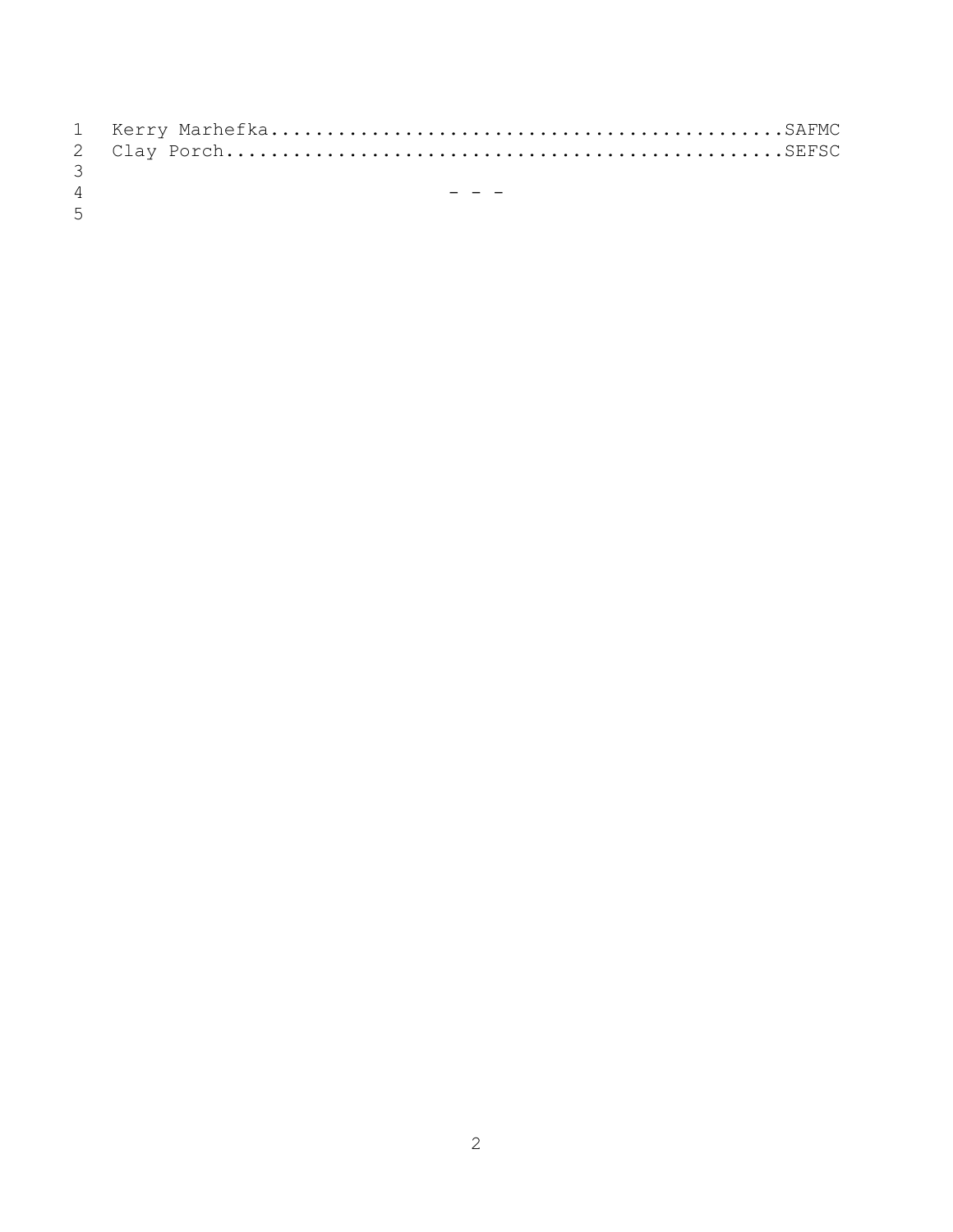Kerry Marhefka..............................................SAFMC
Clay Porch..................................................SEFSC

- - -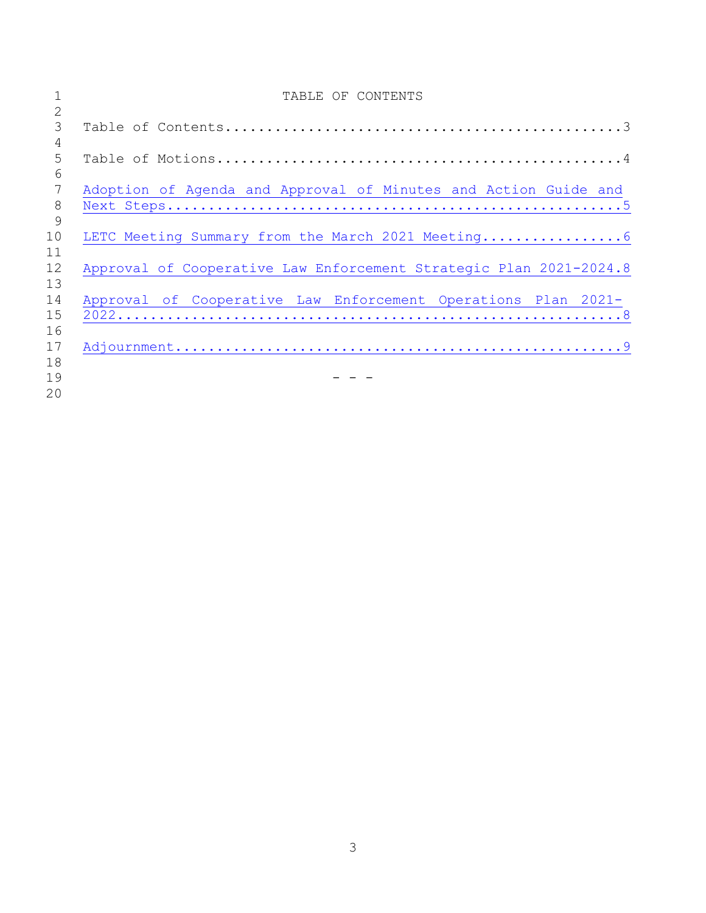# TABLE OF CONTENTS

Table of Contents.................................................3

Table of Motions..................................................4

Adoption of Agenda and Approval of Minutes and Action Guide and Next Steps.........................................................5

LETC Meeting Summary from the March 2021 Meeting..................6

Approval of Cooperative Law Enforcement Strategic Plan 2021-2024.8

Approval of Cooperative Law Enforcement Operations Plan 2021-2022.............................................................8

Adjournment.......................................................9

- - -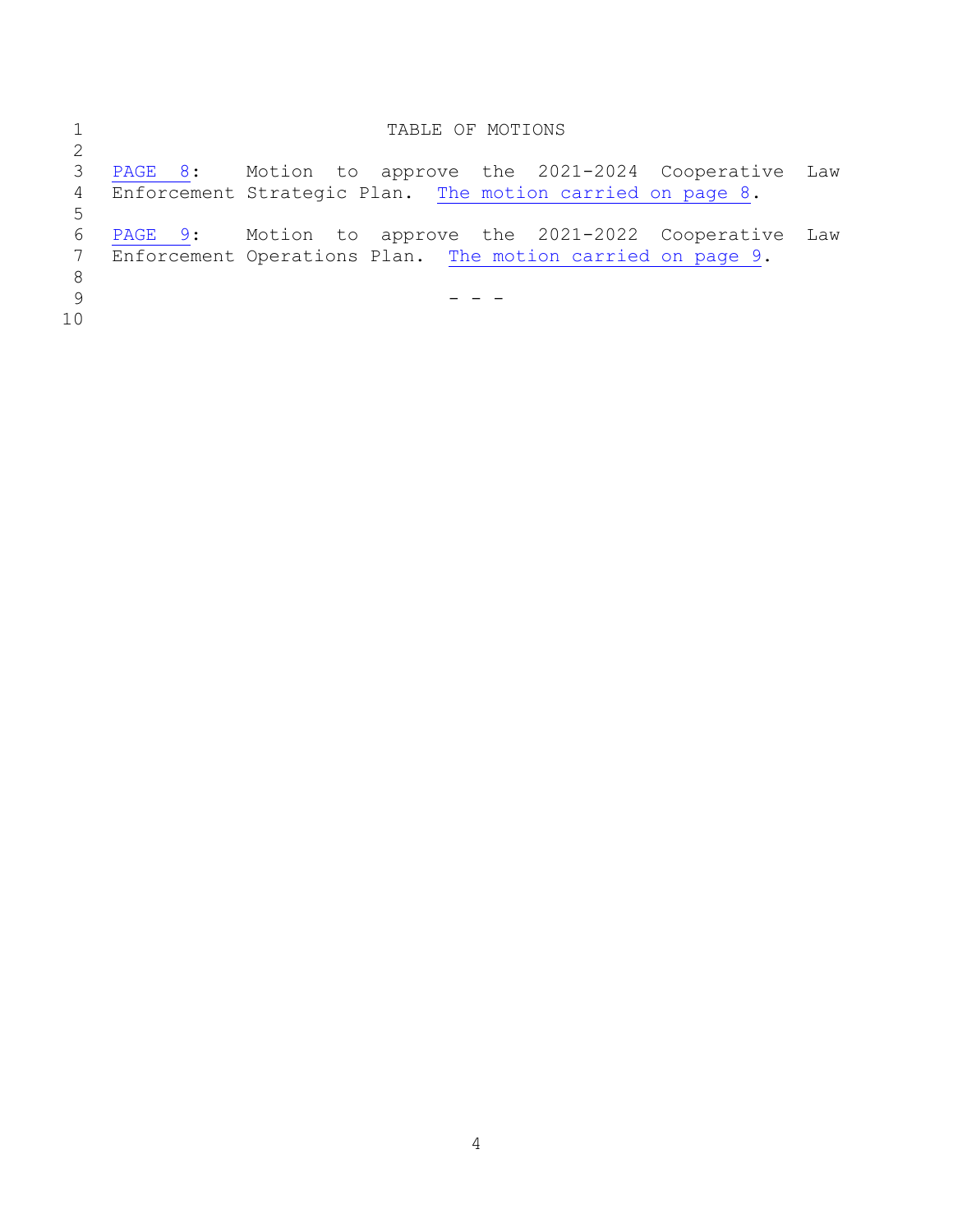# TABLE OF MOTIONS

PAGE 8: Motion to approve the 2021-2024 Cooperative Law Enforcement Strategic Plan. The motion carried on page 8.

PAGE 9: Motion to approve the 2021-2022 Cooperative Law Enforcement Operations Plan. The motion carried on page 9.

- - -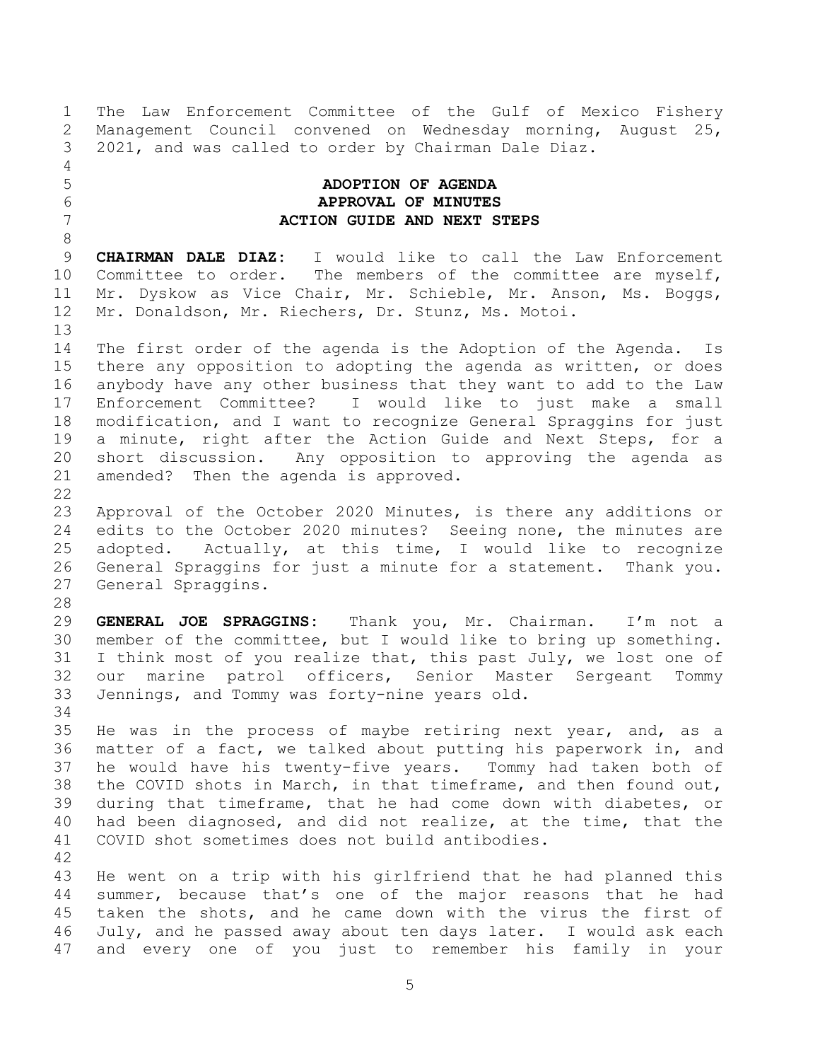The Law Enforcement Committee of the Gulf of Mexico Fishery Management Council convened on Wednesday morning, August 25, 2021, and was called to order by Chairman Dale Diaz.

## ADOPTION OF AGENDA
## APPROVAL OF MINUTES
## ACTION GUIDE AND NEXT STEPS

**CHAIRMAN DALE DIAZ:** I would like to call the Law Enforcement Committee to order. The members of the committee are myself, Mr. Dyskow as Vice Chair, Mr. Schieble, Mr. Anson, Ms. Boggs, Mr. Donaldson, Mr. Riechers, Dr. Stunz, Ms. Motoi.

The first order of the agenda is the Adoption of the Agenda. Is there any opposition to adopting the agenda as written, or does anybody have any other business that they want to add to the Law Enforcement Committee? I would like to just make a small modification, and I want to recognize General Spraggins for just a minute, right after the Action Guide and Next Steps, for a short discussion. Any opposition to approving the agenda as amended? Then the agenda is approved.

Approval of the October 2020 Minutes, is there any additions or edits to the October 2020 minutes? Seeing none, the minutes are adopted. Actually, at this time, I would like to recognize General Spraggins for just a minute for a statement. Thank you. General Spraggins.

**GENERAL JOE SPRAGGINS:** Thank you, Mr. Chairman. I'm not a member of the committee, but I would like to bring up something. I think most of you realize that, this past July, we lost one of our marine patrol officers, Senior Master Sergeant Tommy Jennings, and Tommy was forty-nine years old.

He was in the process of maybe retiring next year, and, as a matter of a fact, we talked about putting his paperwork in, and he would have his twenty-five years. Tommy had taken both of the COVID shots in March, in that timeframe, and then found out, during that timeframe, that he had come down with diabetes, or had been diagnosed, and did not realize, at the time, that the COVID shot sometimes does not build antibodies.

He went on a trip with his girlfriend that he had planned this summer, because that's one of the major reasons that he had taken the shots, and he came down with the virus the first of July, and he passed away about ten days later. I would ask each and every one of you just to remember his family in your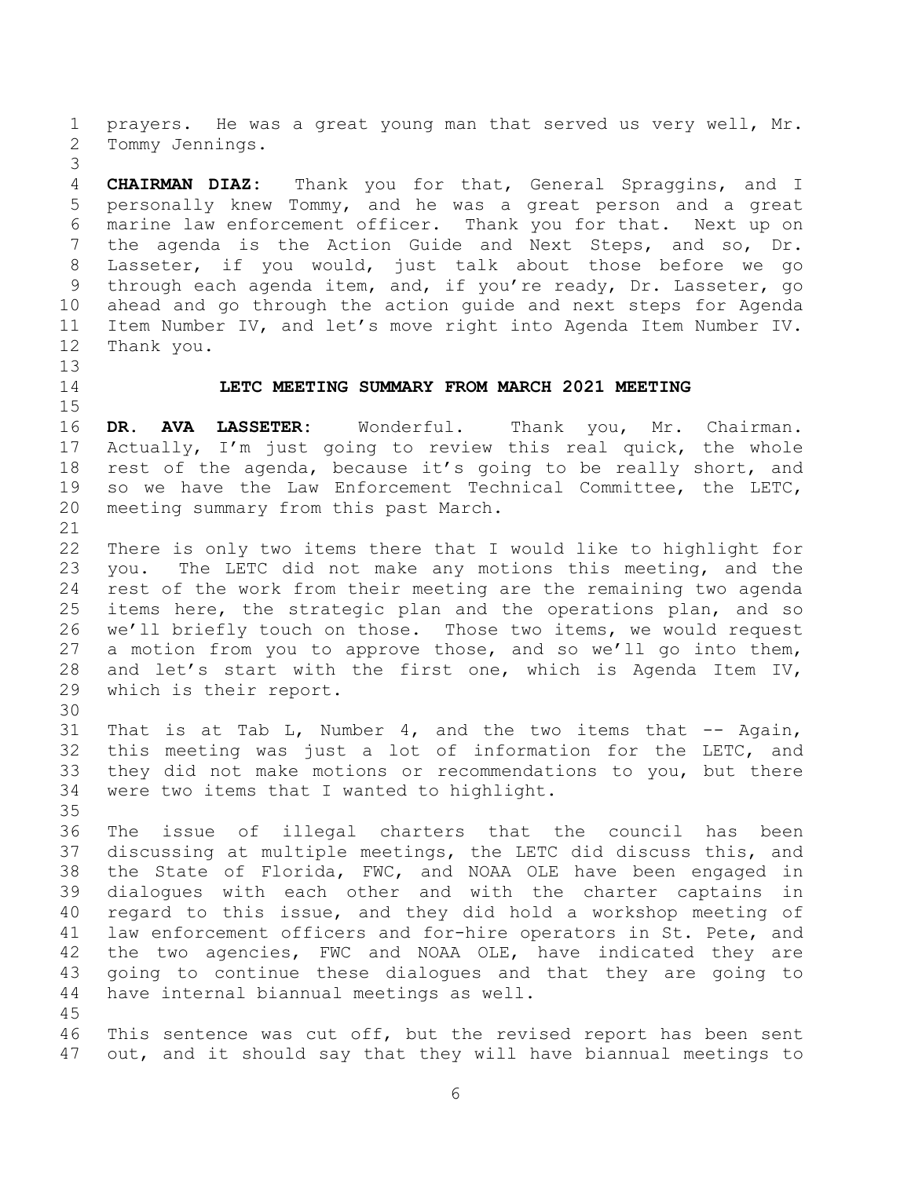prayers. He was a great young man that served us very well, Mr. Tommy Jennings.

**CHAIRMAN DIAZ:** Thank you for that, General Spraggins, and I personally knew Tommy, and he was a great person and a great marine law enforcement officer. Thank you for that. Next up on the agenda is the Action Guide and Next Steps, and so, Dr. Lasseter, if you would, just talk about those before we go through each agenda item, and, if you're ready, Dr. Lasseter, go ahead and go through the action guide and next steps for Agenda Item Number IV, and let's move right into Agenda Item Number IV. Thank you.

## LETC MEETING SUMMARY FROM MARCH 2021 MEETING

**DR. AVA LASSETER:** Wonderful. Thank you, Mr. Chairman. Actually, I'm just going to review this real quick, the whole rest of the agenda, because it's going to be really short, and so we have the Law Enforcement Technical Committee, the LETC, meeting summary from this past March.

There is only two items there that I would like to highlight for you. The LETC did not make any motions this meeting, and the rest of the work from their meeting are the remaining two agenda items here, the strategic plan and the operations plan, and so we'll briefly touch on those. Those two items, we would request a motion from you to approve those, and so we'll go into them, and let's start with the first one, which is Agenda Item IV, which is their report.

That is at Tab L, Number 4, and the two items that -- Again, this meeting was just a lot of information for the LETC, and they did not make motions or recommendations to you, but there were two items that I wanted to highlight.

The issue of illegal charters that the council has been discussing at multiple meetings, the LETC did discuss this, and the State of Florida, FWC, and NOAA OLE have been engaged in dialogues with each other and with the charter captains in regard to this issue, and they did hold a workshop meeting of law enforcement officers and for-hire operators in St. Pete, and the two agencies, FWC and NOAA OLE, have indicated they are going to continue these dialogues and that they are going to have internal biannual meetings as well.

This sentence was cut off, but the revised report has been sent out, and it should say that they will have biannual meetings to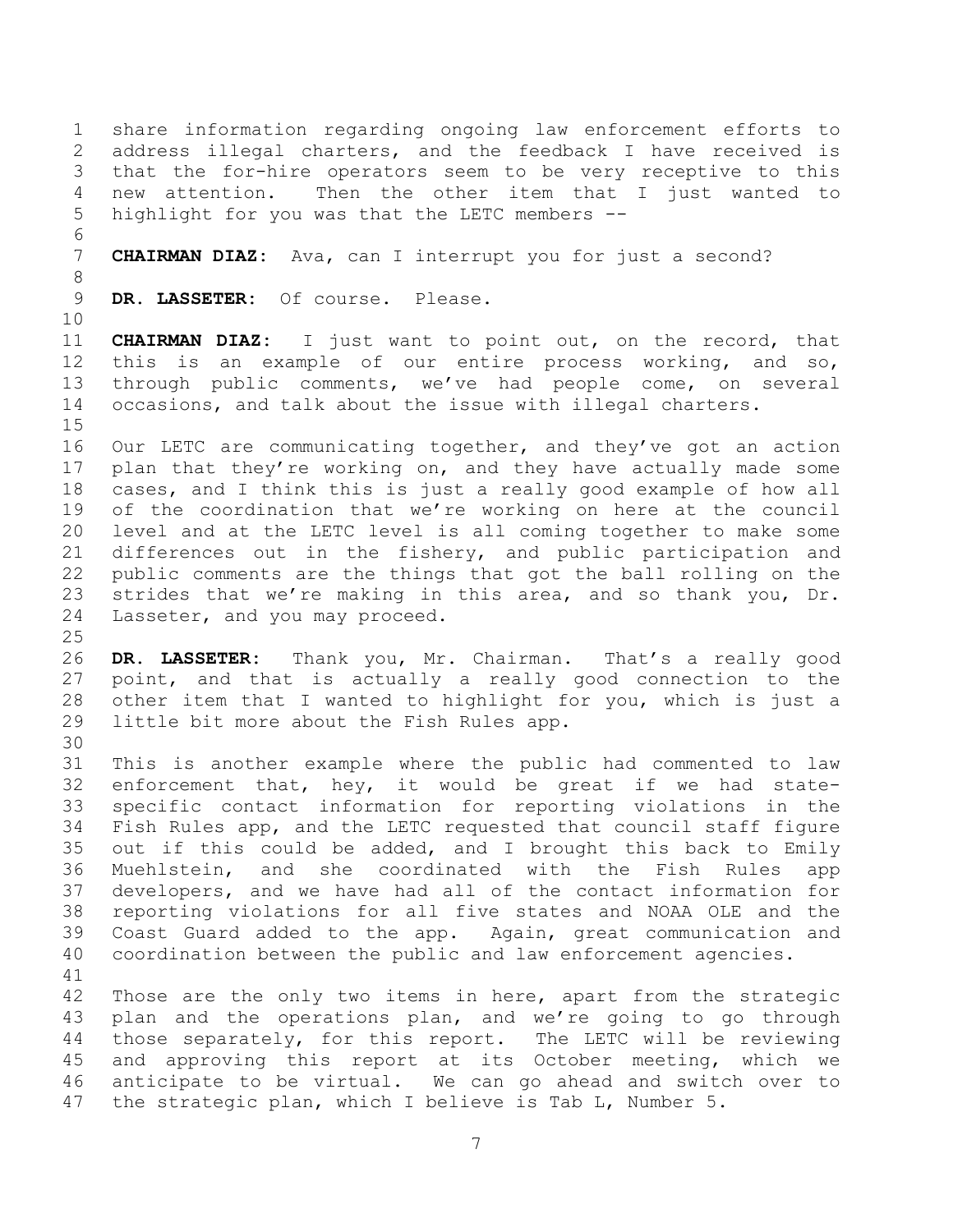share information regarding ongoing law enforcement efforts to address illegal charters, and the feedback I have received is that the for-hire operators seem to be very receptive to this new attention. Then the other item that I just wanted to highlight for you was that the LETC members --

**CHAIRMAN DIAZ:** Ava, can I interrupt you for just a second?

**DR. LASSETER:** Of course. Please.

**CHAIRMAN DIAZ:** I just want to point out, on the record, that this is an example of our entire process working, and so, through public comments, we've had people come, on several occasions, and talk about the issue with illegal charters.

Our LETC are communicating together, and they've got an action plan that they're working on, and they have actually made some cases, and I think this is just a really good example of how all of the coordination that we're working on here at the council level and at the LETC level is all coming together to make some differences out in the fishery, and public participation and public comments are the things that got the ball rolling on the strides that we're making in this area, and so thank you, Dr. Lasseter, and you may proceed.

**DR. LASSETER:** Thank you, Mr. Chairman. That's a really good point, and that is actually a really good connection to the other item that I wanted to highlight for you, which is just a little bit more about the Fish Rules app.

This is another example where the public had commented to law enforcement that, hey, it would be great if we had state-specific contact information for reporting violations in the Fish Rules app, and the LETC requested that council staff figure out if this could be added, and I brought this back to Emily Muehlstein, and she coordinated with the Fish Rules app developers, and we have had all of the contact information for reporting violations for all five states and NOAA OLE and the Coast Guard added to the app. Again, great communication and coordination between the public and law enforcement agencies.

Those are the only two items in here, apart from the strategic plan and the operations plan, and we're going to go through those separately, for this report. The LETC will be reviewing and approving this report at its October meeting, which we anticipate to be virtual. We can go ahead and switch over to the strategic plan, which I believe is Tab L, Number 5.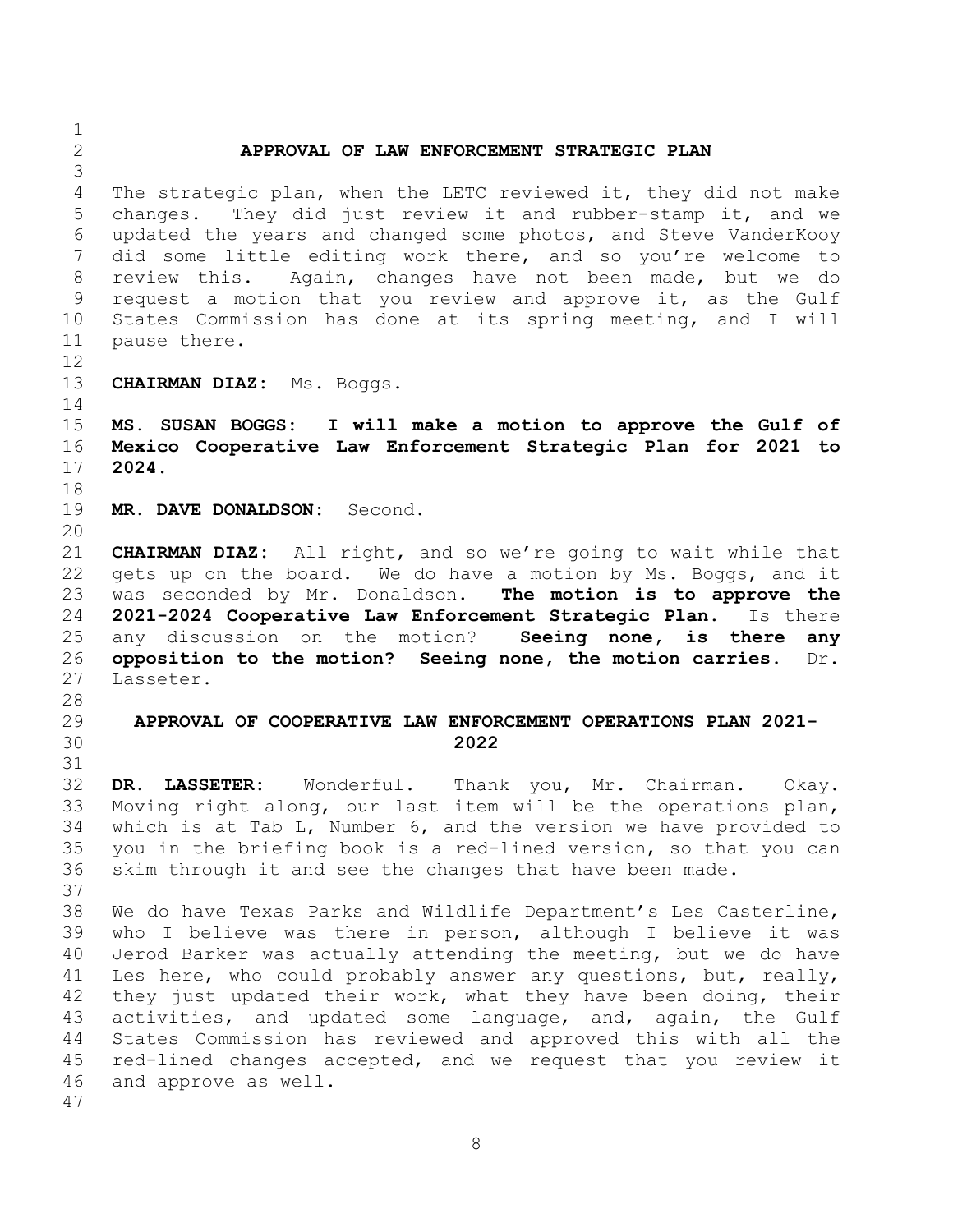## APPROVAL OF LAW ENFORCEMENT STRATEGIC PLAN

The strategic plan, when the LETC reviewed it, they did not make changes. They did just review it and rubber-stamp it, and we updated the years and changed some photos, and Steve VanderKooy did some little editing work there, and so you're welcome to review this. Again, changes have not been made, but we do request a motion that you review and approve it, as the Gulf States Commission has done at its spring meeting, and I will pause there.

**CHAIRMAN DIAZ:** Ms. Boggs.

**MS. SUSAN BOGGS: I will make a motion to approve the Gulf of Mexico Cooperative Law Enforcement Strategic Plan for 2021 to 2024.**

**MR. DAVE DONALDSON:** Second.

**CHAIRMAN DIAZ:** All right, and so we're going to wait while that gets up on the board. We do have a motion by Ms. Boggs, and it was seconded by Mr. Donaldson. **The motion is to approve the 2021-2024 Cooperative Law Enforcement Strategic Plan.** Is there any discussion on the motion? **Seeing none, is there any opposition to the motion? Seeing none, the motion carries.** Dr. Lasseter.

## APPROVAL OF COOPERATIVE LAW ENFORCEMENT OPERATIONS PLAN 2021-2022

**DR. LASSETER:** Wonderful. Thank you, Mr. Chairman. Okay. Moving right along, our last item will be the operations plan, which is at Tab L, Number 6, and the version we have provided to you in the briefing book is a red-lined version, so that you can skim through it and see the changes that have been made.

We do have Texas Parks and Wildlife Department's Les Casterline, who I believe was there in person, although I believe it was Jerod Barker was actually attending the meeting, but we do have Les here, who could probably answer any questions, but, really, they just updated their work, what they have been doing, their activities, and updated some language, and, again, the Gulf States Commission has reviewed and approved this with all the red-lined changes accepted, and we request that you review it and approve as well.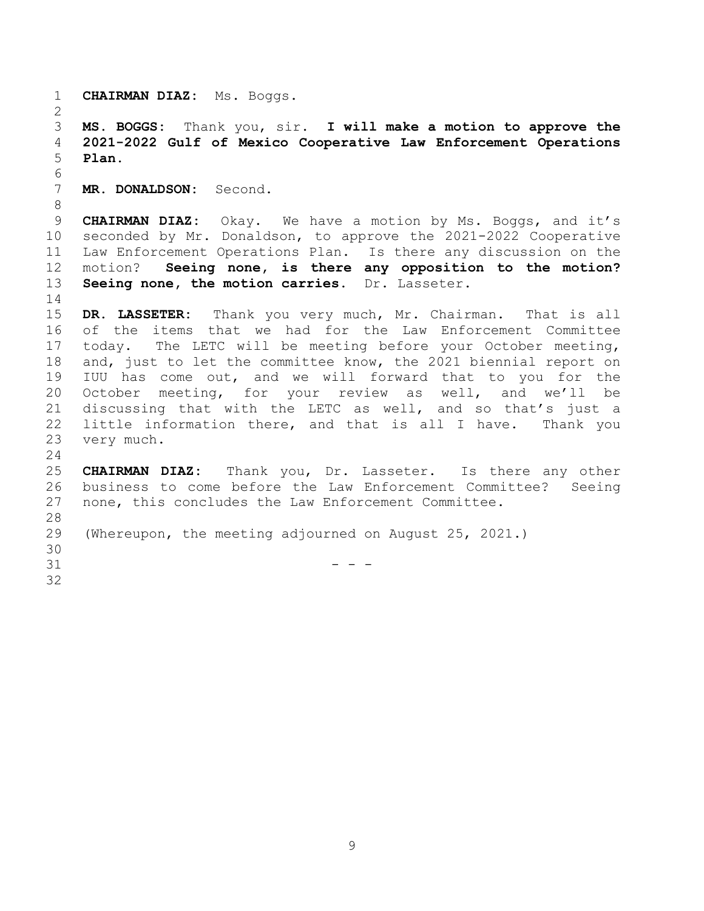**CHAIRMAN DIAZ:** Ms. Boggs.

**MS. BOGGS:** Thank you, sir. **I will make a motion to approve the 2021-2022 Gulf of Mexico Cooperative Law Enforcement Operations Plan.**

**MR. DONALDSON:** Second.

**CHAIRMAN DIAZ:** Okay. We have a motion by Ms. Boggs, and it's seconded by Mr. Donaldson, to approve the 2021-2022 Cooperative Law Enforcement Operations Plan. Is there any discussion on the motion? **Seeing none, is there any opposition to the motion? Seeing none, the motion carries.** Dr. Lasseter.

**DR. LASSETER:** Thank you very much, Mr. Chairman. That is all of the items that we had for the Law Enforcement Committee today. The LETC will be meeting before your October meeting, and, just to let the committee know, the 2021 biennial report on IUU has come out, and we will forward that to you for the October meeting, for your review as well, and we'll be discussing that with the LETC as well, and so that's just a little information there, and that is all I have. Thank you very much.

**CHAIRMAN DIAZ:** Thank you, Dr. Lasseter. Is there any other business to come before the Law Enforcement Committee? Seeing none, this concludes the Law Enforcement Committee.

(Whereupon, the meeting adjourned on August 25, 2021.)

\- - -